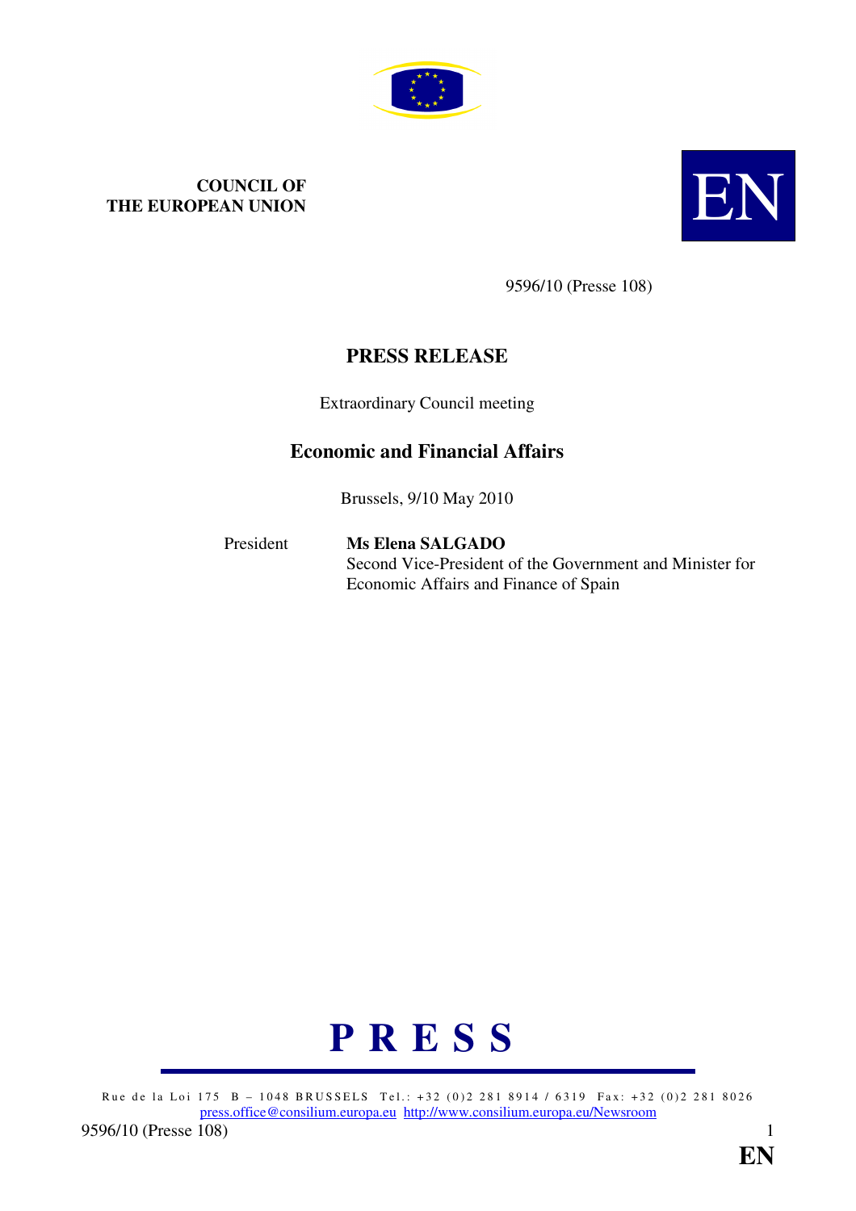**COUNCIL OF THE EUROPEAN UNION**

EN

9596/10 (Presse 108)

# PRESS RELEASE

Extraordinary Council meeting

## Economic and Financial Affairs

Brussels, 9/10 May 2010

President **Ms Elena SALGADO**
Second Vice-President of the Government and Minister for Economic Affairs and Finance of Spain

**P R E S S**

Rue de la Loi 175 B – 1048 BRUSSELS Tel.: +32 (0)2 281 8914 / 6319 Fax: +32 (0)2 281 8026
press.office@consilium.europa.eu http://www.consilium.europa.eu/Newsroom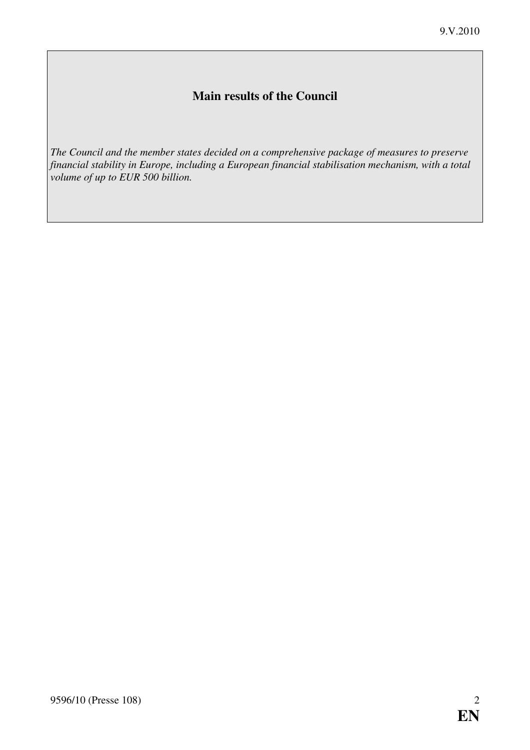## Main results of the Council

*The Council and the member states decided on a comprehensive package of measures to preserve financial stability in Europe, including a European financial stabilisation mechanism, with a total volume of up to EUR 500 billion.*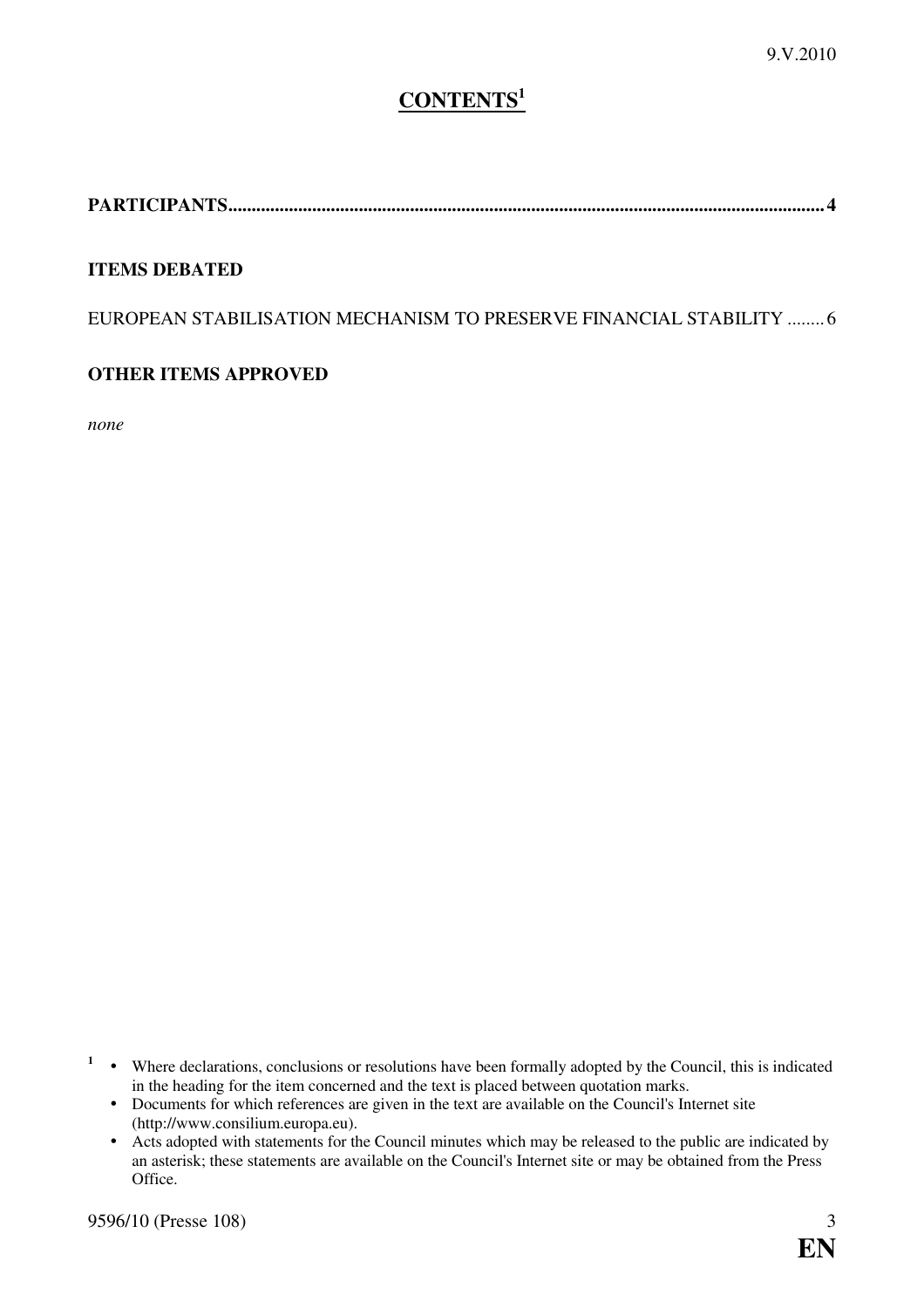# CONTENTS[1]

**PARTICIPANTS............................................................................................................................. 4**

**ITEMS DEBATED**

EUROPEAN STABILISATION MECHANISM TO PRESERVE FINANCIAL STABILITY ........ 6

**OTHER ITEMS APPROVED**

*none*

[1] • Where declarations, conclusions or resolutions have been formally adopted by the Council, this is indicated in the heading for the item concerned and the text is placed between quotation marks.
• Documents for which references are given in the text are available on the Council's Internet site (http://www.consilium.europa.eu).
• Acts adopted with statements for the Council minutes which may be released to the public are indicated by an asterisk; these statements are available on the Council's Internet site or may be obtained from the Press Office.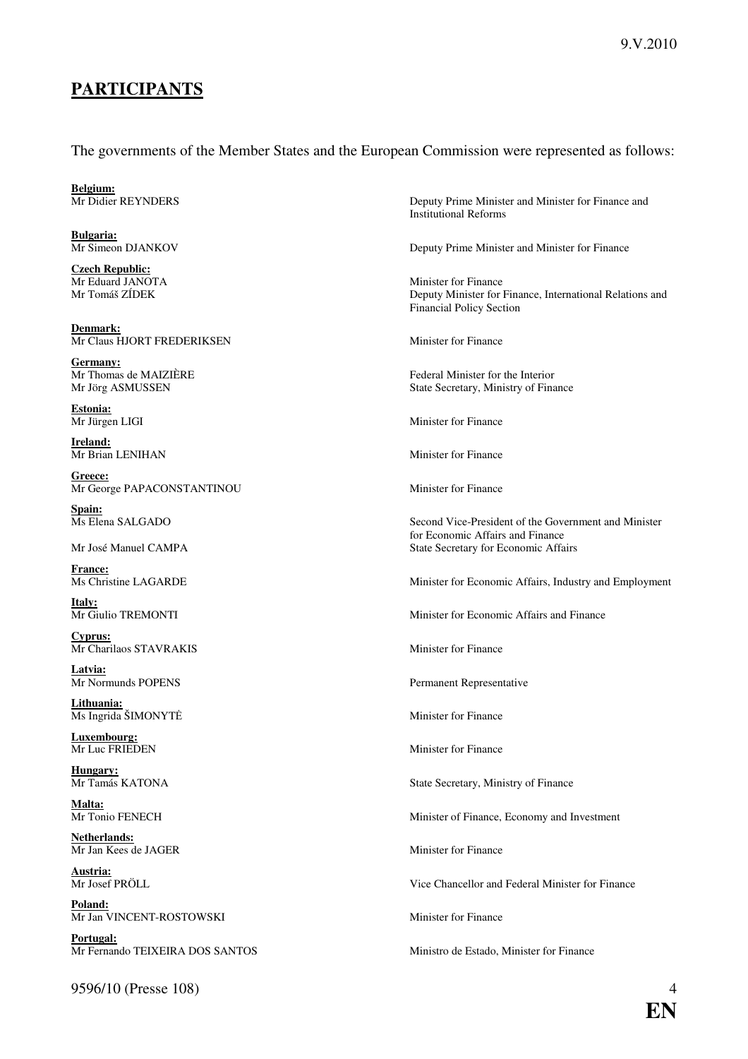## PARTICIPANTS

The governments of the Member States and the European Commission were represented as follows:

**Belgium:**
Mr Didier REYNDERS — Deputy Prime Minister and Minister for Finance and Institutional Reforms

**Bulgaria:**
Mr Simeon DJANKOV — Deputy Prime Minister and Minister for Finance

**Czech Republic:**
Mr Eduard JANOTA — Minister for Finance
Mr Tomáš ZÍDEK — Deputy Minister for Finance, International Relations and Financial Policy Section

**Denmark:**
Mr Claus HJORT FREDERIKSEN — Minister for Finance

**Germany:**
Mr Thomas de MAIZIÈRE — Federal Minister for the Interior
Mr Jörg ASMUSSEN — State Secretary, Ministry of Finance

**Estonia:**
Mr Jürgen LIGI — Minister for Finance

**Ireland:**
Mr Brian LENIHAN — Minister for Finance

**Greece:**
Mr George PAPACONSTANTINOU — Minister for Finance

**Spain:**
Ms Elena SALGADO — Second Vice-President of the Government and Minister for Economic Affairs and Finance
Mr José Manuel CAMPA — State Secretary for Economic Affairs

**France:**
Ms Christine LAGARDE — Minister for Economic Affairs, Industry and Employment

**Italy:**
Mr Giulio TREMONTI — Minister for Economic Affairs and Finance

**Cyprus:**
Mr Charilaos STAVRAKIS — Minister for Finance

**Latvia:**
Mr Normunds POPENS — Permanent Representative

**Lithuania:**
Ms Ingrida ŠIMONYTĖ — Minister for Finance

**Luxembourg:**
Mr Luc FRIEDEN — Minister for Finance

**Hungary:**
Mr Tamás KATONA — State Secretary, Ministry of Finance

**Malta:**
Mr Tonio FENECH — Minister of Finance, Economy and Investment

**Netherlands:**
Mr Jan Kees de JAGER — Minister for Finance

**Austria:**
Mr Josef PRÖLL — Vice Chancellor and Federal Minister for Finance

**Poland:**
Mr Jan VINCENT-ROSTOWSKI — Minister for Finance

**Portugal:**
Mr Fernando TEIXEIRA DOS SANTOS — Ministro de Estado, Minister for Finance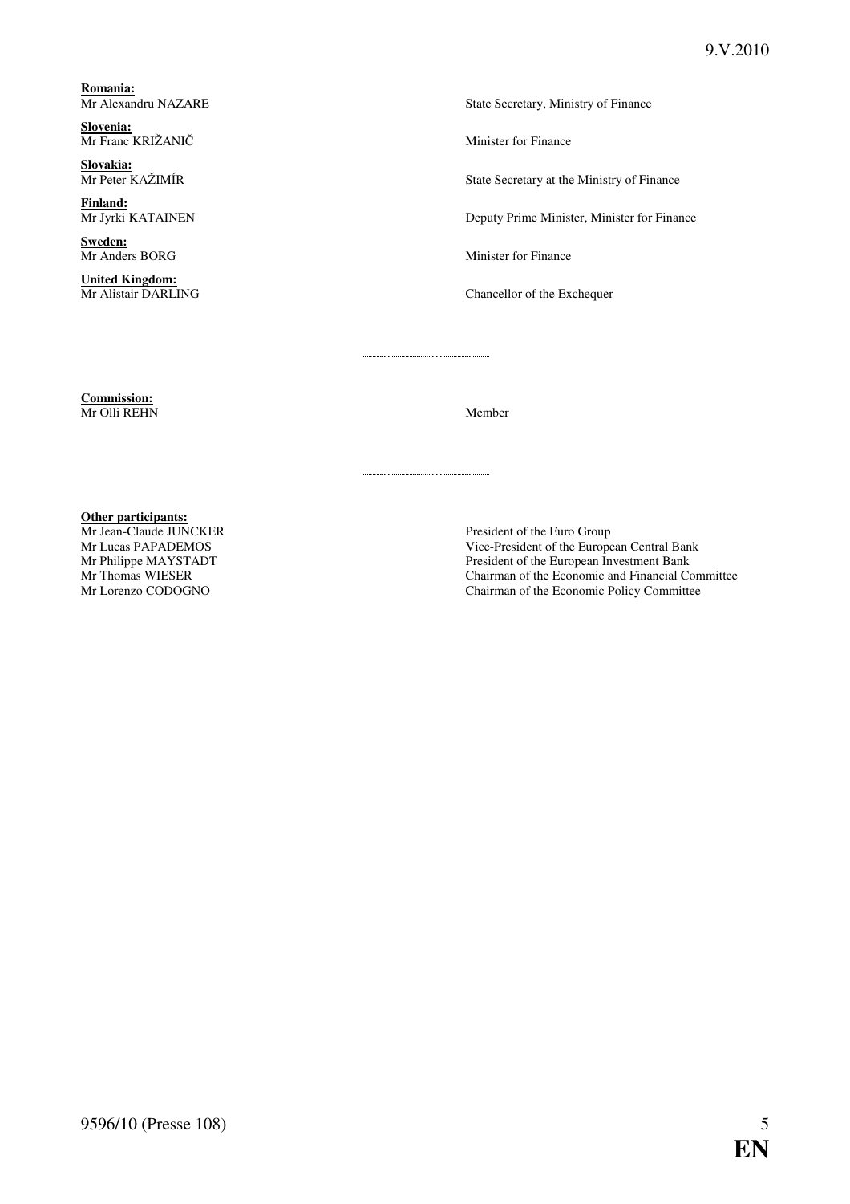**Romania:**
Mr Alexandru NAZARE — State Secretary, Ministry of Finance

**Slovenia:**
Mr Franc KRIŽANIČ — Minister for Finance

**Slovakia:**
Mr Peter KAŽIMÍR — State Secretary at the Ministry of Finance

**Finland:**
Mr Jyrki KATAINEN — Deputy Prime Minister, Minister for Finance

**Sweden:**
Mr Anders BORG — Minister for Finance

**United Kingdom:**
Mr Alistair DARLING — Chancellor of the Exchequer

---

**Commission:**
Mr Olli REHN — Member

---

**Other participants:**
Mr Jean-Claude JUNCKER — President of the Euro Group
Mr Lucas PAPADEMOS — Vice-President of the European Central Bank
Mr Philippe MAYSTADT — President of the European Investment Bank
Mr Thomas WIESER — Chairman of the Economic and Financial Committee
Mr Lorenzo CODOGNO — Chairman of the Economic Policy Committee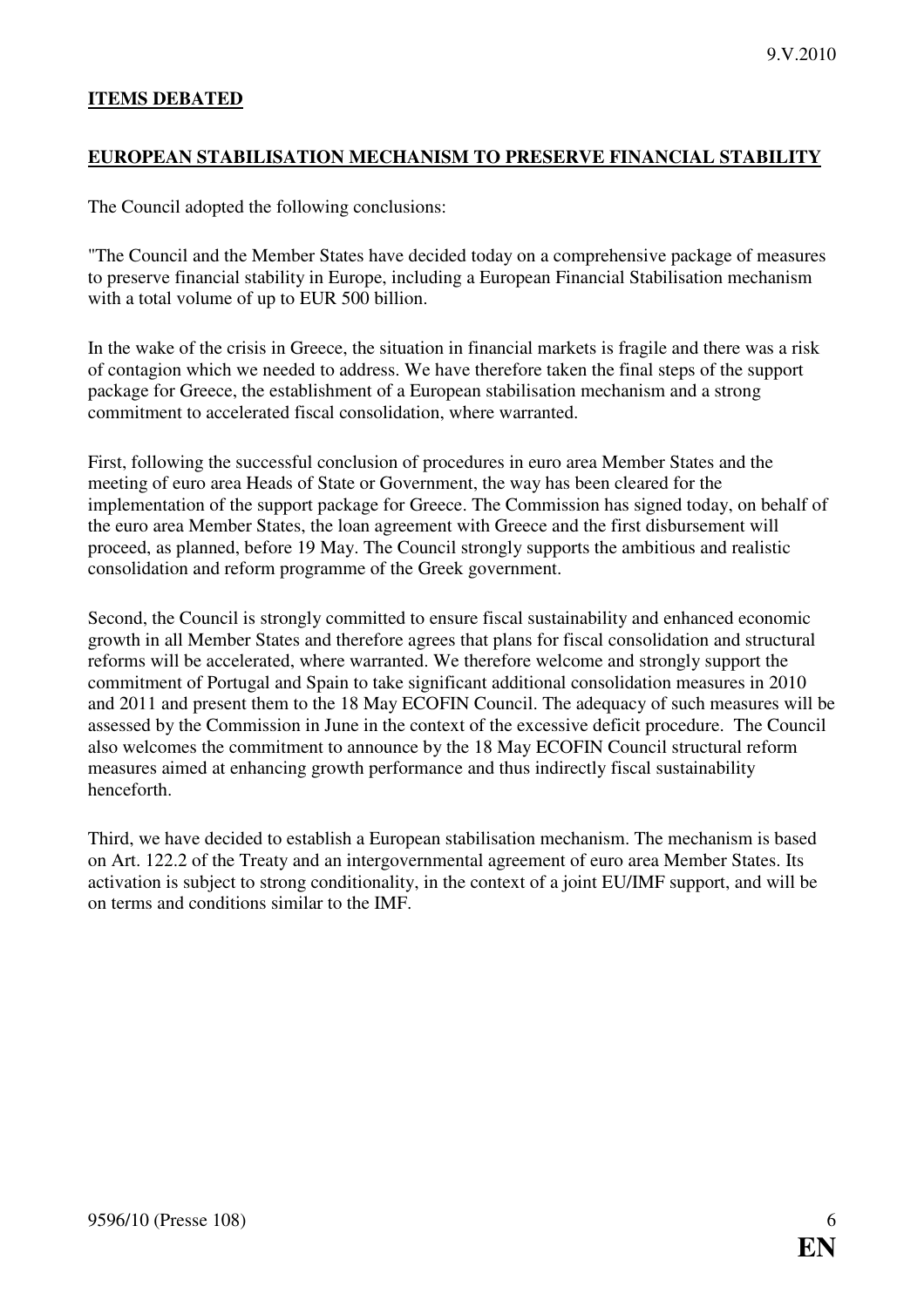## ITEMS DEBATED

### EUROPEAN STABILISATION MECHANISM TO PRESERVE FINANCIAL STABILITY

The Council adopted the following conclusions:

"The Council and the Member States have decided today on a comprehensive package of measures to preserve financial stability in Europe, including a European Financial Stabilisation mechanism with a total volume of up to EUR 500 billion.

In the wake of the crisis in Greece, the situation in financial markets is fragile and there was a risk of contagion which we needed to address. We have therefore taken the final steps of the support package for Greece, the establishment of a European stabilisation mechanism and a strong commitment to accelerated fiscal consolidation, where warranted.

First, following the successful conclusion of procedures in euro area Member States and the meeting of euro area Heads of State or Government, the way has been cleared for the implementation of the support package for Greece. The Commission has signed today, on behalf of the euro area Member States, the loan agreement with Greece and the first disbursement will proceed, as planned, before 19 May. The Council strongly supports the ambitious and realistic consolidation and reform programme of the Greek government.

Second, the Council is strongly committed to ensure fiscal sustainability and enhanced economic growth in all Member States and therefore agrees that plans for fiscal consolidation and structural reforms will be accelerated, where warranted. We therefore welcome and strongly support the commitment of Portugal and Spain to take significant additional consolidation measures in 2010 and 2011 and present them to the 18 May ECOFIN Council. The adequacy of such measures will be assessed by the Commission in June in the context of the excessive deficit procedure. The Council also welcomes the commitment to announce by the 18 May ECOFIN Council structural reform measures aimed at enhancing growth performance and thus indirectly fiscal sustainability henceforth.

Third, we have decided to establish a European stabilisation mechanism. The mechanism is based on Art. 122.2 of the Treaty and an intergovernmental agreement of euro area Member States. Its activation is subject to strong conditionality, in the context of a joint EU/IMF support, and will be on terms and conditions similar to the IMF.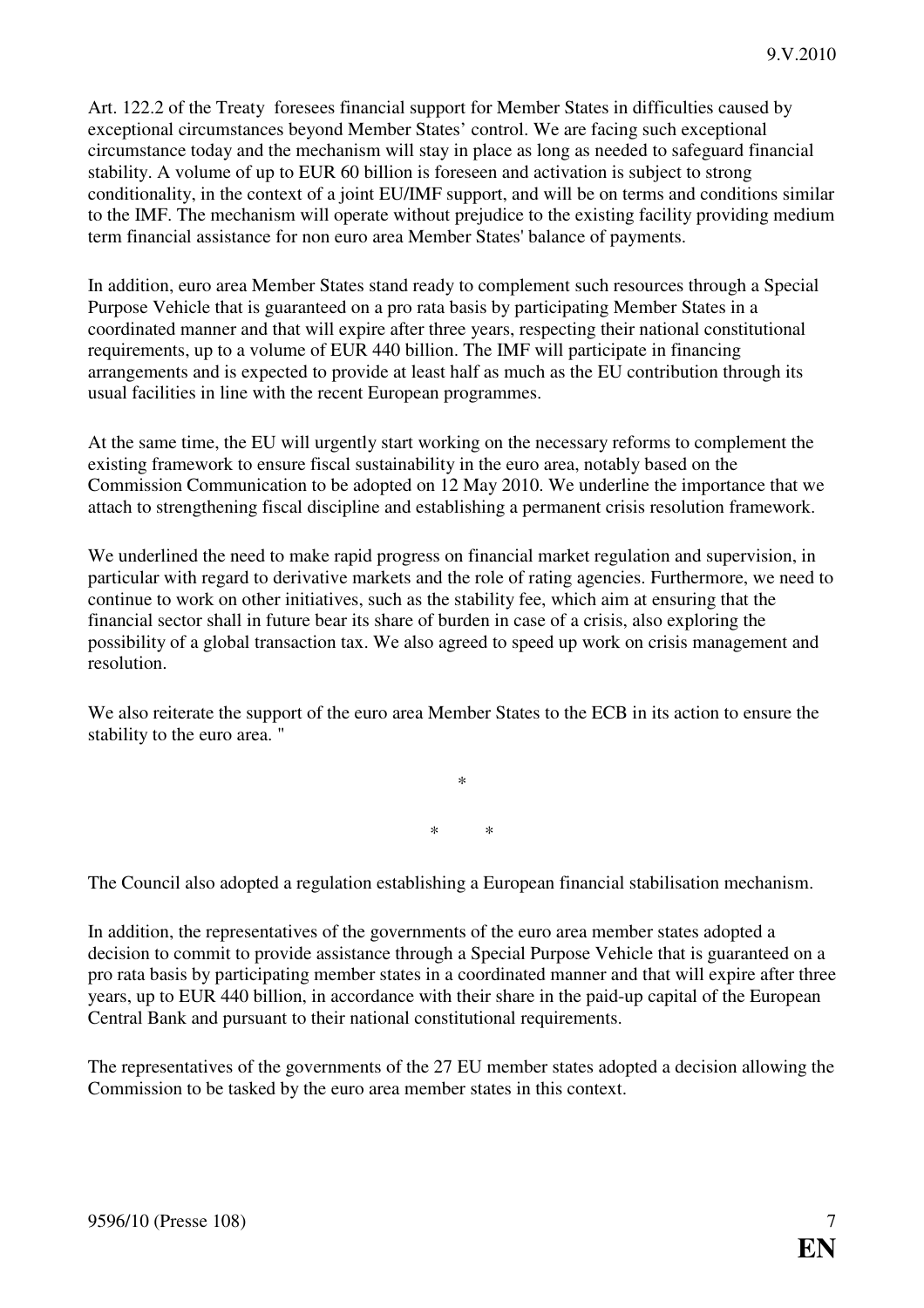Art. 122.2 of the Treaty foresees financial support for Member States in difficulties caused by exceptional circumstances beyond Member States' control. We are facing such exceptional circumstance today and the mechanism will stay in place as long as needed to safeguard financial stability. A volume of up to EUR 60 billion is foreseen and activation is subject to strong conditionality, in the context of a joint EU/IMF support, and will be on terms and conditions similar to the IMF. The mechanism will operate without prejudice to the existing facility providing medium term financial assistance for non euro area Member States' balance of payments.

In addition, euro area Member States stand ready to complement such resources through a Special Purpose Vehicle that is guaranteed on a pro rata basis by participating Member States in a coordinated manner and that will expire after three years, respecting their national constitutional requirements, up to a volume of EUR 440 billion. The IMF will participate in financing arrangements and is expected to provide at least half as much as the EU contribution through its usual facilities in line with the recent European programmes.

At the same time, the EU will urgently start working on the necessary reforms to complement the existing framework to ensure fiscal sustainability in the euro area, notably based on the Commission Communication to be adopted on 12 May 2010. We underline the importance that we attach to strengthening fiscal discipline and establishing a permanent crisis resolution framework.

We underlined the need to make rapid progress on financial market regulation and supervision, in particular with regard to derivative markets and the role of rating agencies. Furthermore, we need to continue to work on other initiatives, such as the stability fee, which aim at ensuring that the financial sector shall in future bear its share of burden in case of a crisis, also exploring the possibility of a global transaction tax. We also agreed to speed up work on crisis management and resolution.

We also reiterate the support of the euro area Member States to the ECB in its action to ensure the stability to the euro area. "

*

\*     *

The Council also adopted a regulation establishing a European financial stabilisation mechanism.

In addition, the representatives of the governments of the euro area member states adopted a decision to commit to provide assistance through a Special Purpose Vehicle that is guaranteed on a pro rata basis by participating member states in a coordinated manner and that will expire after three years, up to EUR 440 billion, in accordance with their share in the paid-up capital of the European Central Bank and pursuant to their national constitutional requirements.

The representatives of the governments of the 27 EU member states adopted a decision allowing the Commission to be tasked by the euro area member states in this context.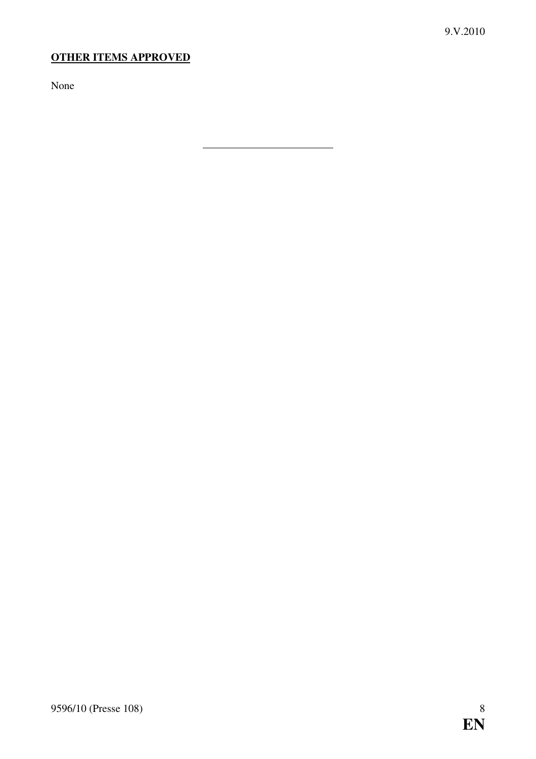## **OTHER ITEMS APPROVED**

None

---